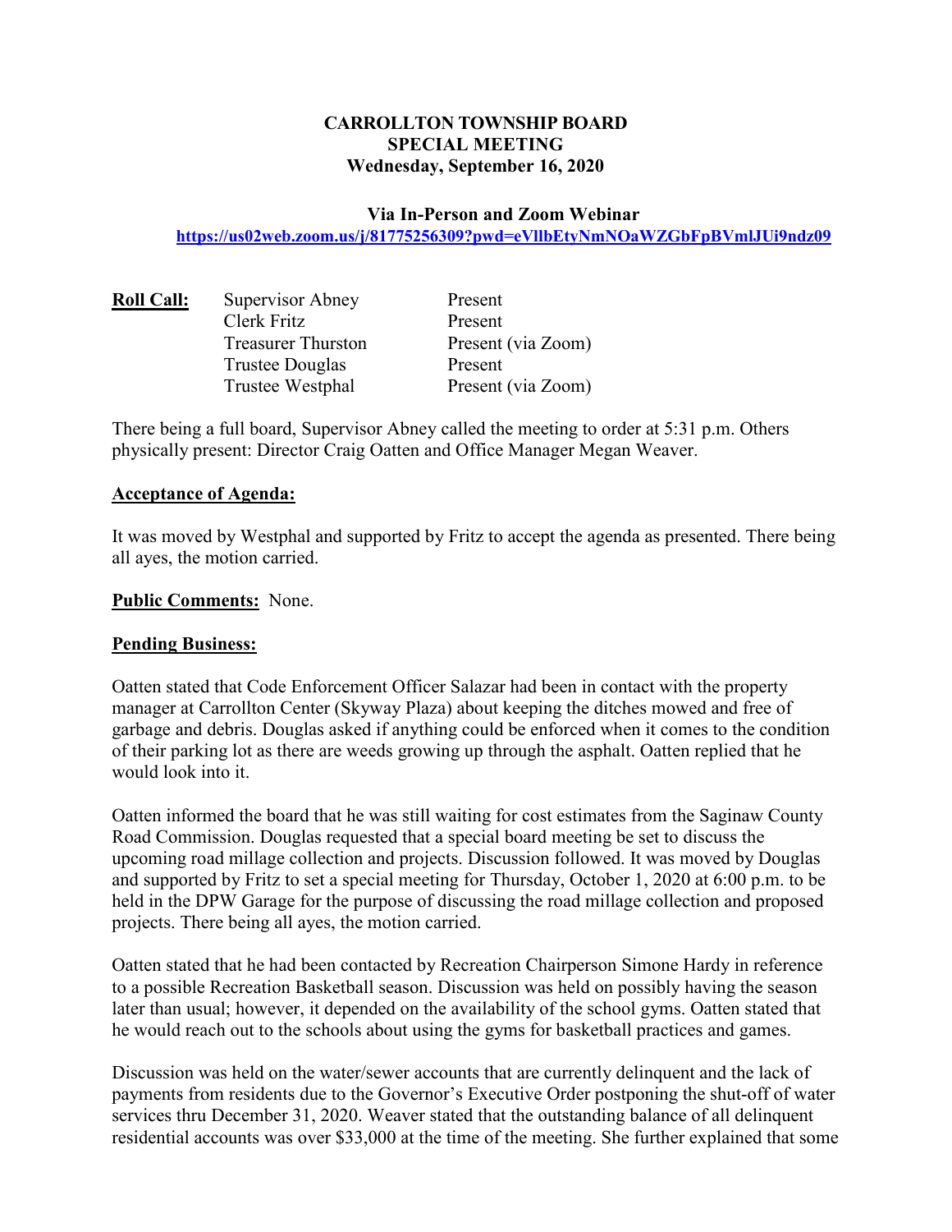# CARROLLTON TOWNSHIP BOARD
## SPECIAL MEETING
### Wednesday, September 16, 2020

**Via In-Person and Zoom Webinar**

**https://us02web.zoom.us/j/81775256309?pwd=eVllbEtyNmNOaWZGbFpBVmlJUi9ndz09**

| **Roll Call:** | Supervisor Abney | Present |
|---|---|---|
| | Clerk Fritz | Present |
| | Treasurer Thurston | Present (via Zoom) |
| | Trustee Douglas | Present |
| | Trustee Westphal | Present (via Zoom) |

There being a full board, Supervisor Abney called the meeting to order at 5:31 p.m. Others physically present: Director Craig Oatten and Office Manager Megan Weaver.

**Acceptance of Agenda:**

It was moved by Westphal and supported by Fritz to accept the agenda as presented. There being all ayes, the motion carried.

**Public Comments:** None.

**Pending Business:**

Oatten stated that Code Enforcement Officer Salazar had been in contact with the property manager at Carrollton Center (Skyway Plaza) about keeping the ditches mowed and free of garbage and debris. Douglas asked if anything could be enforced when it comes to the condition of their parking lot as there are weeds growing up through the asphalt. Oatten replied that he would look into it.

Oatten informed the board that he was still waiting for cost estimates from the Saginaw County Road Commission. Douglas requested that a special board meeting be set to discuss the upcoming road millage collection and projects. Discussion followed. It was moved by Douglas and supported by Fritz to set a special meeting for Thursday, October 1, 2020 at 6:00 p.m. to be held in the DPW Garage for the purpose of discussing the road millage collection and proposed projects. There being all ayes, the motion carried.

Oatten stated that he had been contacted by Recreation Chairperson Simone Hardy in reference to a possible Recreation Basketball season. Discussion was held on possibly having the season later than usual; however, it depended on the availability of the school gyms. Oatten stated that he would reach out to the schools about using the gyms for basketball practices and games.

Discussion was held on the water/sewer accounts that are currently delinquent and the lack of payments from residents due to the Governor's Executive Order postponing the shut-off of water services thru December 31, 2020. Weaver stated that the outstanding balance of all delinquent residential accounts was over $33,000 at the time of the meeting. She further explained that some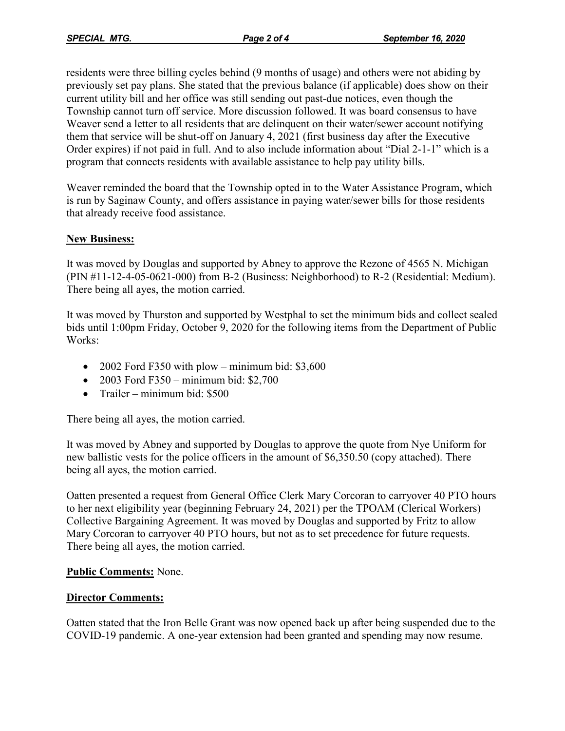residents were three billing cycles behind (9 months of usage) and others were not abiding by previously set pay plans. She stated that the previous balance (if applicable) does show on their current utility bill and her office was still sending out past-due notices, even though the Township cannot turn off service. More discussion followed. It was board consensus to have Weaver send a letter to all residents that are delinquent on their water/sewer account notifying them that service will be shut-off on January 4, 2021 (first business day after the Executive Order expires) if not paid in full. And to also include information about "Dial 2-1-1" which is a program that connects residents with available assistance to help pay utility bills.

Weaver reminded the board that the Township opted in to the Water Assistance Program, which is run by Saginaw County, and offers assistance in paying water/sewer bills for those residents that already receive food assistance.

**New Business:**

It was moved by Douglas and supported by Abney to approve the Rezone of 4565 N. Michigan (PIN #11-12-4-05-0621-000) from B-2 (Business: Neighborhood) to R-2 (Residential: Medium). There being all ayes, the motion carried.

It was moved by Thurston and supported by Westphal to set the minimum bids and collect sealed bids until 1:00pm Friday, October 9, 2020 for the following items from the Department of Public Works:

- 2002 Ford F350 with plow – minimum bid: $3,600
- 2003 Ford F350 – minimum bid: $2,700
- Trailer – minimum bid: $500

There being all ayes, the motion carried.

It was moved by Abney and supported by Douglas to approve the quote from Nye Uniform for new ballistic vests for the police officers in the amount of $6,350.50 (copy attached). There being all ayes, the motion carried.

Oatten presented a request from General Office Clerk Mary Corcoran to carryover 40 PTO hours to her next eligibility year (beginning February 24, 2021) per the TPOAM (Clerical Workers) Collective Bargaining Agreement. It was moved by Douglas and supported by Fritz to allow Mary Corcoran to carryover 40 PTO hours, but not as to set precedence for future requests. There being all ayes, the motion carried.

**Public Comments:** None.

**Director Comments:**

Oatten stated that the Iron Belle Grant was now opened back up after being suspended due to the COVID-19 pandemic. A one-year extension had been granted and spending may now resume.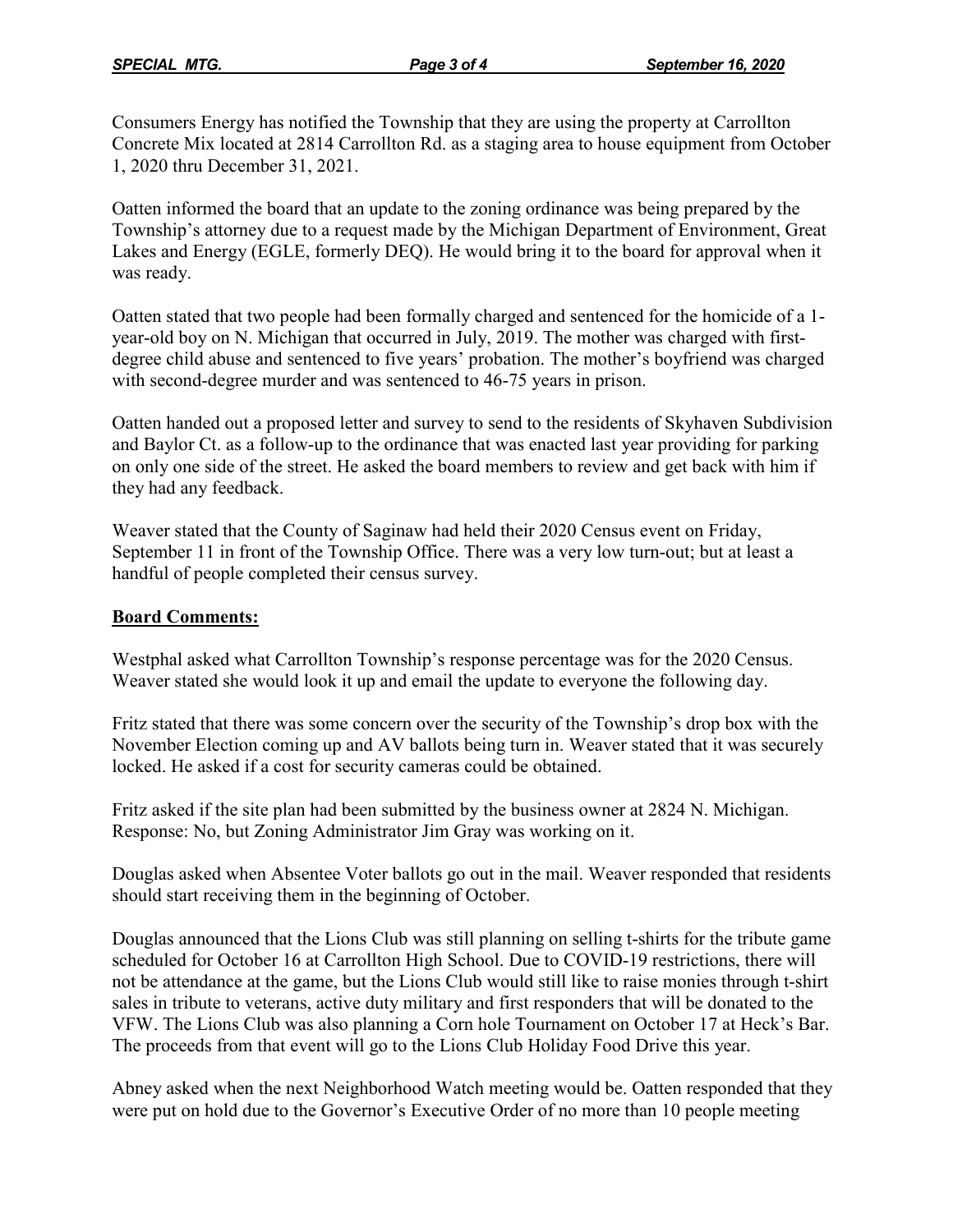Consumers Energy has notified the Township that they are using the property at Carrollton Concrete Mix located at 2814 Carrollton Rd. as a staging area to house equipment from October 1, 2020 thru December 31, 2021.

Oatten informed the board that an update to the zoning ordinance was being prepared by the Township's attorney due to a request made by the Michigan Department of Environment, Great Lakes and Energy (EGLE, formerly DEQ). He would bring it to the board for approval when it was ready.

Oatten stated that two people had been formally charged and sentenced for the homicide of a 1-year-old boy on N. Michigan that occurred in July, 2019. The mother was charged with first-degree child abuse and sentenced to five years' probation. The mother's boyfriend was charged with second-degree murder and was sentenced to 46-75 years in prison.

Oatten handed out a proposed letter and survey to send to the residents of Skyhaven Subdivision and Baylor Ct. as a follow-up to the ordinance that was enacted last year providing for parking on only one side of the street. He asked the board members to review and get back with him if they had any feedback.

Weaver stated that the County of Saginaw had held their 2020 Census event on Friday, September 11 in front of the Township Office. There was a very low turn-out; but at least a handful of people completed their census survey.

**Board Comments:**

Westphal asked what Carrollton Township's response percentage was for the 2020 Census. Weaver stated she would look it up and email the update to everyone the following day.

Fritz stated that there was some concern over the security of the Township's drop box with the November Election coming up and AV ballots being turn in. Weaver stated that it was securely locked. He asked if a cost for security cameras could be obtained.

Fritz asked if the site plan had been submitted by the business owner at 2824 N. Michigan. Response: No, but Zoning Administrator Jim Gray was working on it.

Douglas asked when Absentee Voter ballots go out in the mail. Weaver responded that residents should start receiving them in the beginning of October.

Douglas announced that the Lions Club was still planning on selling t-shirts for the tribute game scheduled for October 16 at Carrollton High School. Due to COVID-19 restrictions, there will not be attendance at the game, but the Lions Club would still like to raise monies through t-shirt sales in tribute to veterans, active duty military and first responders that will be donated to the VFW. The Lions Club was also planning a Corn hole Tournament on October 17 at Heck's Bar. The proceeds from that event will go to the Lions Club Holiday Food Drive this year.

Abney asked when the next Neighborhood Watch meeting would be. Oatten responded that they were put on hold due to the Governor's Executive Order of no more than 10 people meeting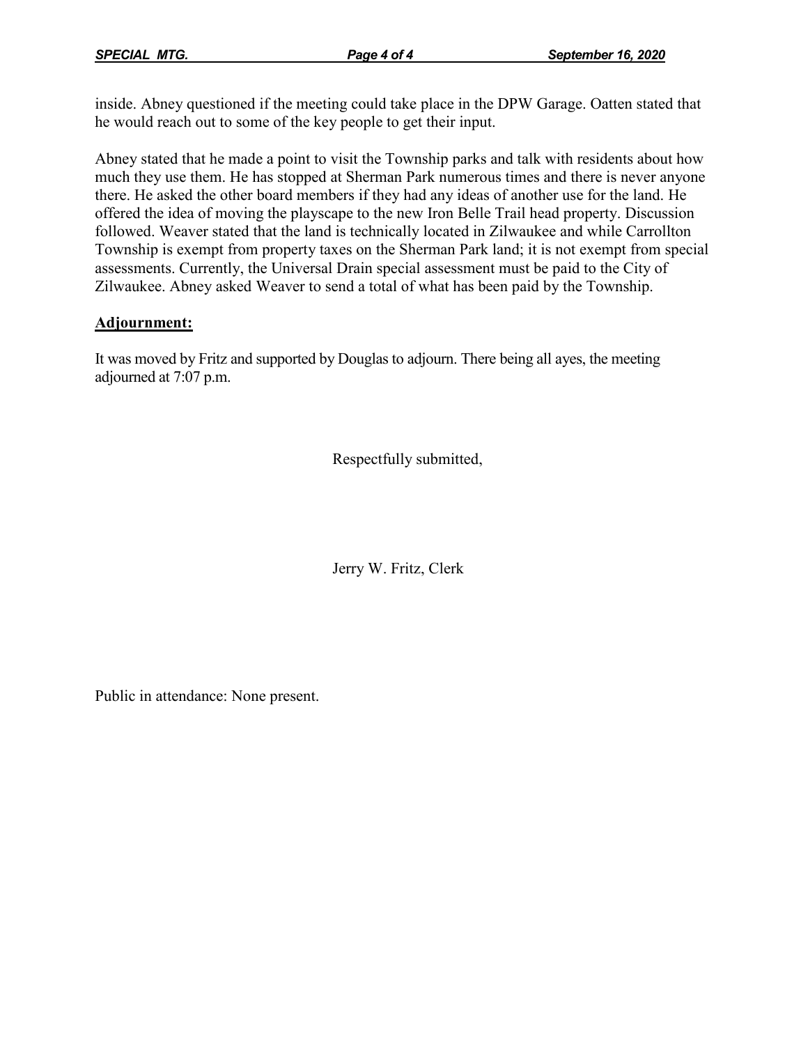inside. Abney questioned if the meeting could take place in the DPW Garage. Oatten stated that he would reach out to some of the key people to get their input.

Abney stated that he made a point to visit the Township parks and talk with residents about how much they use them. He has stopped at Sherman Park numerous times and there is never anyone there. He asked the other board members if they had any ideas of another use for the land. He offered the idea of moving the playscape to the new Iron Belle Trail head property. Discussion followed. Weaver stated that the land is technically located in Zilwaukee and while Carrollton Township is exempt from property taxes on the Sherman Park land; it is not exempt from special assessments. Currently, the Universal Drain special assessment must be paid to the City of Zilwaukee. Abney asked Weaver to send a total of what has been paid by the Township.

**Adjournment:**

It was moved by Fritz and supported by Douglas to adjourn. There being all ayes, the meeting adjourned at 7:07 p.m.

Respectfully submitted,

Jerry W. Fritz, Clerk

Public in attendance: None present.